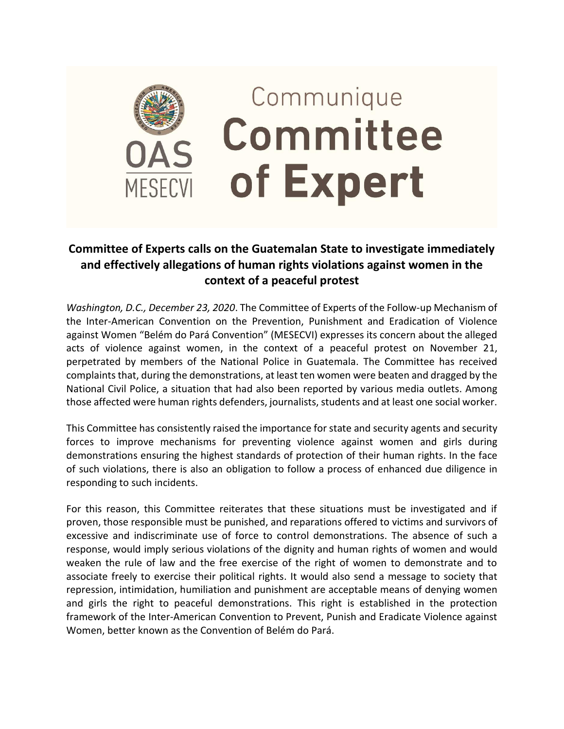# Communique Committee of Expert

OAS MESECVI

## Committee of Experts calls on the Guatemalan State to investigate immediately and effectively allegations of human rights violations against women in the context of a peaceful protest

*Washington, D.C., December 23, 2020*. The Committee of Experts of the Follow-up Mechanism of the Inter-American Convention on the Prevention, Punishment and Eradication of Violence against Women "Belém do Pará Convention" (MESECVI) expresses its concern about the alleged acts of violence against women, in the context of a peaceful protest on November 21, perpetrated by members of the National Police in Guatemala. The Committee has received complaints that, during the demonstrations, at least ten women were beaten and dragged by the National Civil Police, a situation that had also been reported by various media outlets. Among those affected were human rights defenders, journalists, students and at least one social worker.

This Committee has consistently raised the importance for state and security agents and security forces to improve mechanisms for preventing violence against women and girls during demonstrations ensuring the highest standards of protection of their human rights. In the face of such violations, there is also an obligation to follow a process of enhanced due diligence in responding to such incidents.

For this reason, this Committee reiterates that these situations must be investigated and if proven, those responsible must be punished, and reparations offered to victims and survivors of excessive and indiscriminate use of force to control demonstrations. The absence of such a response, would imply serious violations of the dignity and human rights of women and would weaken the rule of law and the free exercise of the right of women to demonstrate and to associate freely to exercise their political rights. It would also send a message to society that repression, intimidation, humiliation and punishment are acceptable means of denying women and girls the right to peaceful demonstrations. This right is established in the protection framework of the Inter-American Convention to Prevent, Punish and Eradicate Violence against Women, better known as the Convention of Belém do Pará.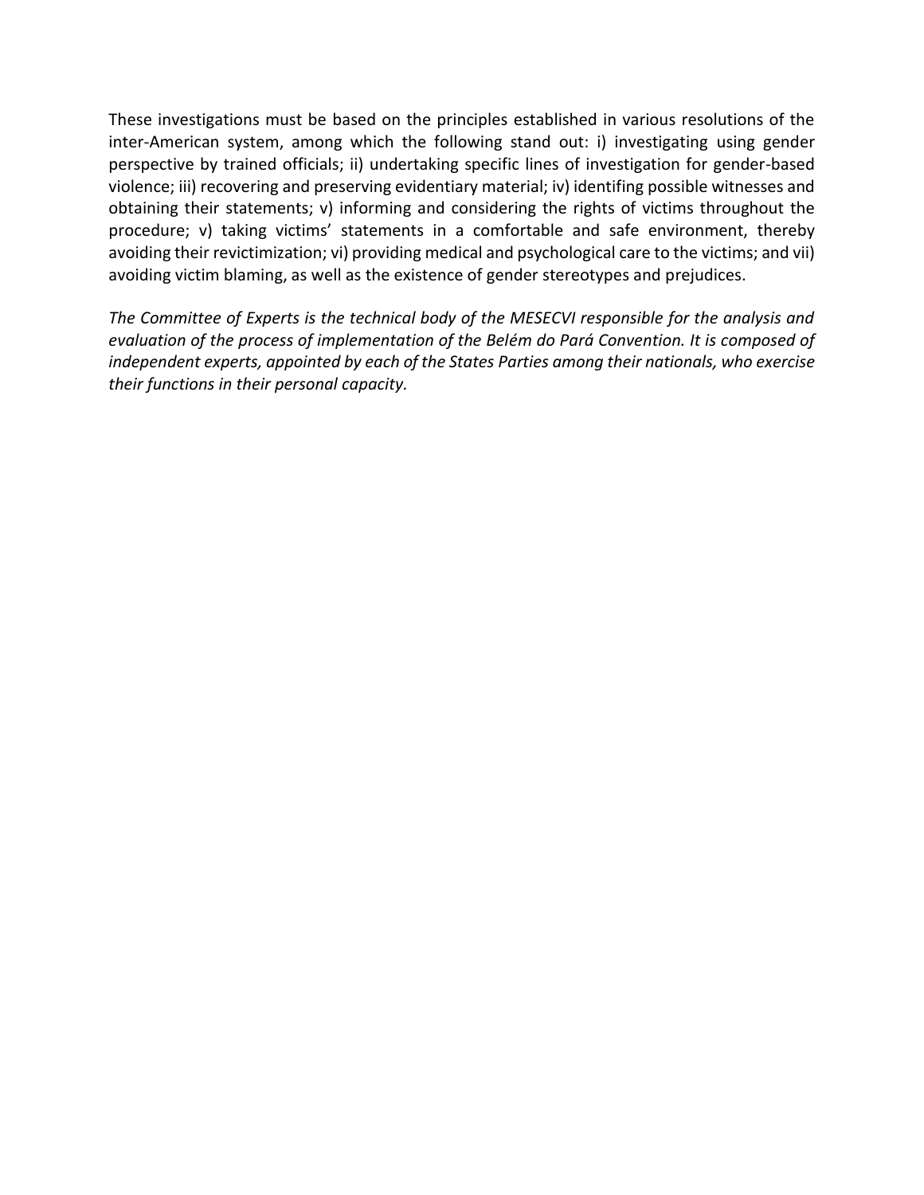These investigations must be based on the principles established in various resolutions of the inter-American system, among which the following stand out: i) investigating using gender perspective by trained officials; ii) undertaking specific lines of investigation for gender-based violence; iii) recovering and preserving evidentiary material; iv) identifing possible witnesses and obtaining their statements; v) informing and considering the rights of victims throughout the procedure; v) taking victims' statements in a comfortable and safe environment, thereby avoiding their revictimization; vi) providing medical and psychological care to the victims; and vii) avoiding victim blaming, as well as the existence of gender stereotypes and prejudices.

*The Committee of Experts is the technical body of the MESECVI responsible for the analysis and evaluation of the process of implementation of the Belém do Pará Convention. It is composed of independent experts, appointed by each of the States Parties among their nationals, who exercise their functions in their personal capacity.*